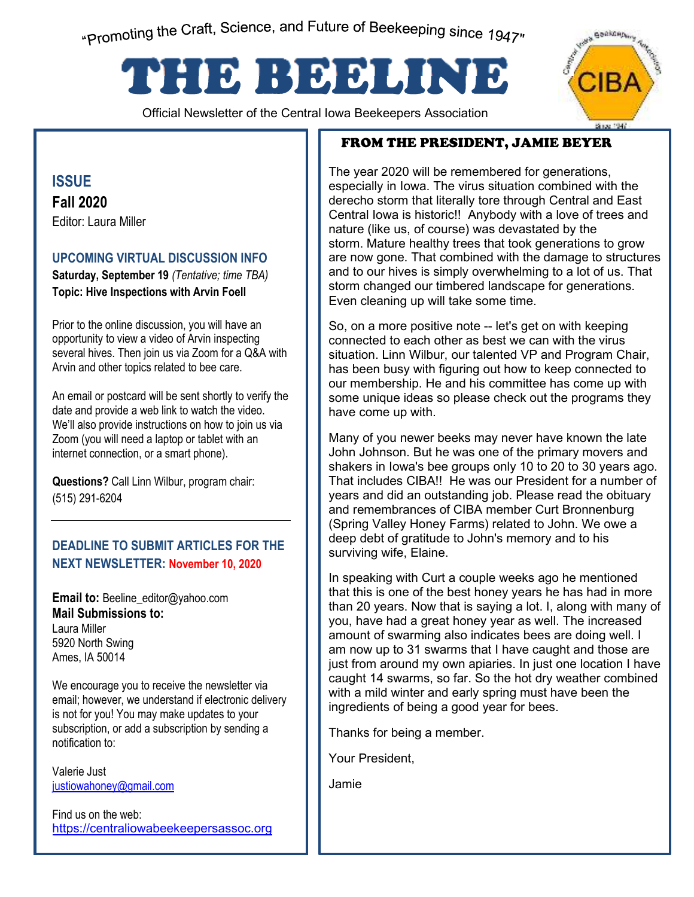"Promoting the Craft, Science, and Future of Beekeeping since 1947"

# THE BEELINE

Official Newsletter of the Central Iowa Beekeepers Association

## ISSUE

**Fall 2020**

Editor: Laura Miller

### UPCOMING VIRTUAL DISCUSSION INFO

**Saturday, September 19** *(Tentative; time TBA)*
**Topic: Hive Inspections with Arvin Foell**

Prior to the online discussion, you will have an opportunity to view a video of Arvin inspecting several hives. Then join us via Zoom for a Q&A with Arvin and other topics related to bee care.

An email or postcard will be sent shortly to verify the date and provide a web link to watch the video. We'll also provide instructions on how to join us via Zoom (you will need a laptop or tablet with an internet connection, or a smart phone).

**Questions?** Call Linn Wilbur, program chair: (515) 291-6204

### DEADLINE TO SUBMIT ARTICLES FOR THE NEXT NEWSLETTER: November 10, 2020

**Email to:** Beeline_editor@yahoo.com
**Mail Submissions to:**
Laura Miller
5920 North Swing
Ames, IA 50014

We encourage you to receive the newsletter via email; however, we understand if electronic delivery is not for you! You may make updates to your subscription, or add a subscription by sending a notification to:

Valerie Just
justiowahoney@gmail.com

Find us on the web:
https://centraliowabeekeepersassoc.org

## FROM THE PRESIDENT, JAMIE BEYER

The year 2020 will be remembered for generations, especially in Iowa. The virus situation combined with the derecho storm that literally tore through Central and East Central Iowa is historic!! Anybody with a love of trees and nature (like us, of course) was devastated by the storm. Mature healthy trees that took generations to grow are now gone. That combined with the damage to structures and to our hives is simply overwhelming to a lot of us. That storm changed our timbered landscape for generations. Even cleaning up will take some time.

So, on a more positive note -- let's get on with keeping connected to each other as best we can with the virus situation. Linn Wilbur, our talented VP and Program Chair, has been busy with figuring out how to keep connected to our membership. He and his committee has come up with some unique ideas so please check out the programs they have come up with.

Many of you newer beeks may never have known the late John Johnson. But he was one of the primary movers and shakers in Iowa's bee groups only 10 to 20 to 30 years ago. That includes CIBA!! He was our President for a number of years and did an outstanding job. Please read the obituary and remembrances of CIBA member Curt Bronnenburg (Spring Valley Honey Farms) related to John. We owe a deep debt of gratitude to John's memory and to his surviving wife, Elaine.

In speaking with Curt a couple weeks ago he mentioned that this is one of the best honey years he has had in more than 20 years. Now that is saying a lot. I, along with many of you, have had a great honey year as well. The increased amount of swarming also indicates bees are doing well. I am now up to 31 swarms that I have caught and those are just from around my own apiaries. In just one location I have caught 14 swarms, so far. So the hot dry weather combined with a mild winter and early spring must have been the ingredients of being a good year for bees.

Thanks for being a member.

Your President,

Jamie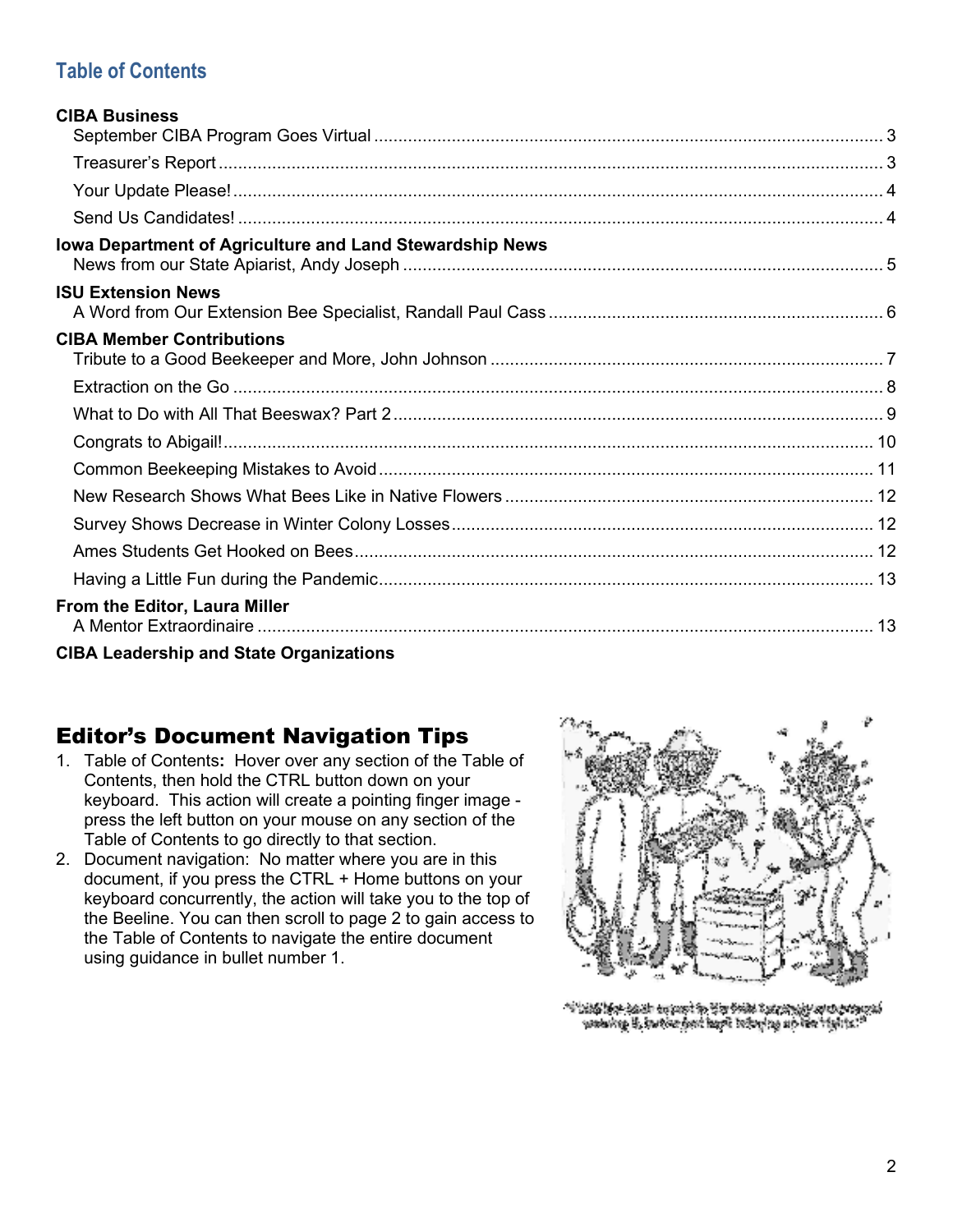## Table of Contents

**CIBA Business**

- September CIBA Program Goes Virtual ........ 3
- Treasurer's Report ........ 3
- Your Update Please! ........ 4
- Send Us Candidates! ........ 4

**Iowa Department of Agriculture and Land Stewardship News**

- News from our State Apiarist, Andy Joseph ........ 5

**ISU Extension News**

- A Word from Our Extension Bee Specialist, Randall Paul Cass ........ 6

**CIBA Member Contributions**

- Tribute to a Good Beekeeper and More, John Johnson ........ 7
- Extraction on the Go ........ 8
- What to Do with All That Beeswax? Part 2 ........ 9
- Congrats to Abigail! ........ 10
- Common Beekeeping Mistakes to Avoid ........ 11
- New Research Shows What Bees Like in Native Flowers ........ 12
- Survey Shows Decrease in Winter Colony Losses ........ 12
- Ames Students Get Hooked on Bees ........ 12
- Having a Little Fun during the Pandemic ........ 13

**From the Editor, Laura Miller**

- A Mentor Extraordinaire ........ 13

**CIBA Leadership and State Organizations**

## Editor's Document Navigation Tips

1. Table of Contents**:** Hover over any section of the Table of Contents, then hold the CTRL button down on your keyboard. This action will create a pointing finger image - press the left button on your mouse on any section of the Table of Contents to go directly to that section.
2. Document navigation: No matter where you are in this document, if you press the CTRL + Home buttons on your keyboard concurrently, the action will take you to the top of the Beeline. You can then scroll to page 2 to gain access to the Table of Contents to navigate the entire document using guidance in bullet number 1.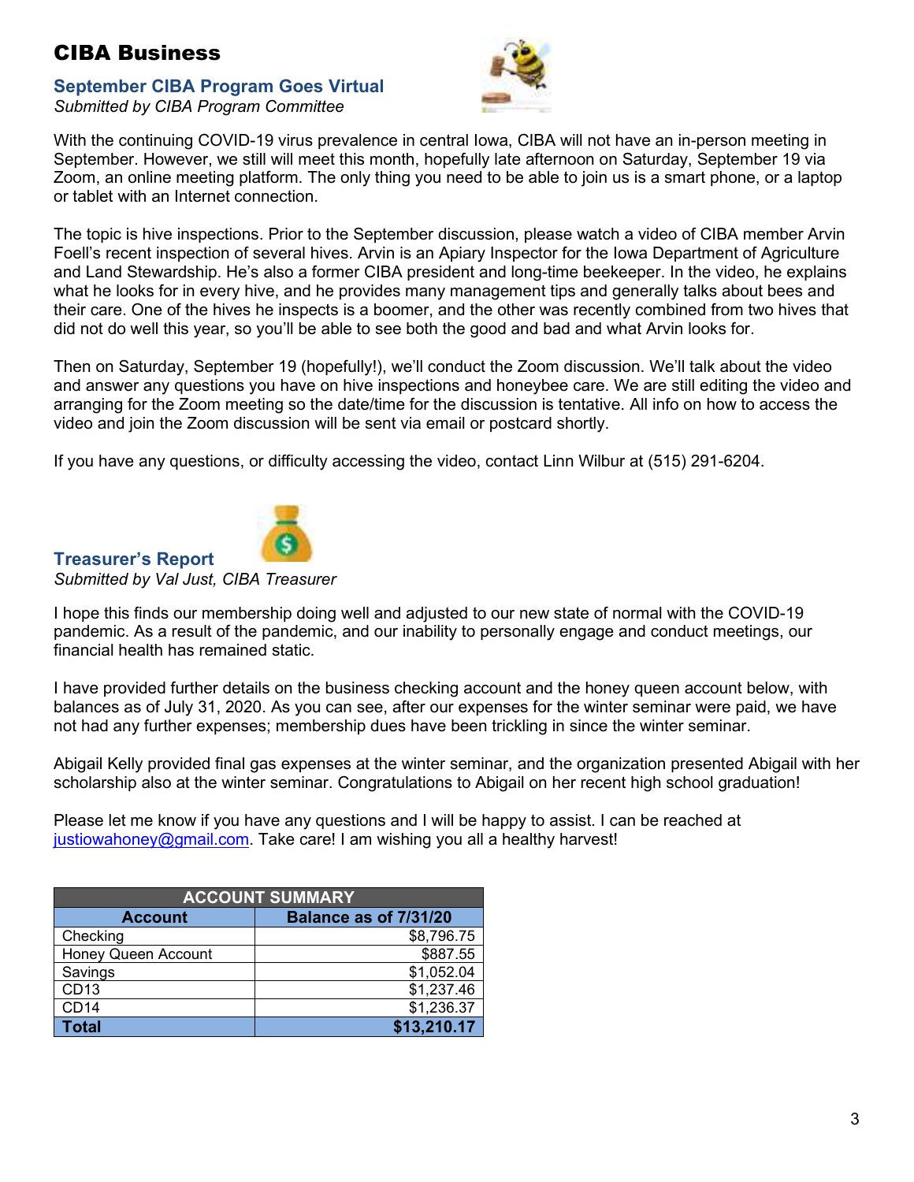# CIBA Business

## September CIBA Program Goes Virtual

*Submitted by CIBA Program Committee*

With the continuing COVID-19 virus prevalence in central Iowa, CIBA will not have an in-person meeting in September. However, we still will meet this month, hopefully late afternoon on Saturday, September 19 via Zoom, an online meeting platform. The only thing you need to be able to join us is a smart phone, or a laptop or tablet with an Internet connection.

The topic is hive inspections. Prior to the September discussion, please watch a video of CIBA member Arvin Foell's recent inspection of several hives. Arvin is an Apiary Inspector for the Iowa Department of Agriculture and Land Stewardship. He's also a former CIBA president and long-time beekeeper. In the video, he explains what he looks for in every hive, and he provides many management tips and generally talks about bees and their care. One of the hives he inspects is a boomer, and the other was recently combined from two hives that did not do well this year, so you'll be able to see both the good and bad and what Arvin looks for.

Then on Saturday, September 19 (hopefully!), we'll conduct the Zoom discussion. We'll talk about the video and answer any questions you have on hive inspections and honeybee care. We are still editing the video and arranging for the Zoom meeting so the date/time for the discussion is tentative. All info on how to access the video and join the Zoom discussion will be sent via email or postcard shortly.

If you have any questions, or difficulty accessing the video, contact Linn Wilbur at (515) 291-6204.

## Treasurer's Report

*Submitted by Val Just, CIBA Treasurer*

I hope this finds our membership doing well and adjusted to our new state of normal with the COVID-19 pandemic. As a result of the pandemic, and our inability to personally engage and conduct meetings, our financial health has remained static.

I have provided further details on the business checking account and the honey queen account below, with balances as of July 31, 2020. As you can see, after our expenses for the winter seminar were paid, we have not had any further expenses; membership dues have been trickling in since the winter seminar.

Abigail Kelly provided final gas expenses at the winter seminar, and the organization presented Abigail with her scholarship also at the winter seminar. Congratulations to Abigail on her recent high school graduation!

Please let me know if you have any questions and I will be happy to assist. I can be reached at justiowahoney@gmail.com. Take care! I am wishing you all a healthy harvest!

| ACCOUNT SUMMARY | |
|---|---|
| **Account** | **Balance as of 7/31/20** |
| Checking | $8,796.75 |
| Honey Queen Account | $887.55 |
| Savings | $1,052.04 |
| CD13 | $1,237.46 |
| CD14 | $1,236.37 |
| **Total** | **$13,210.17** |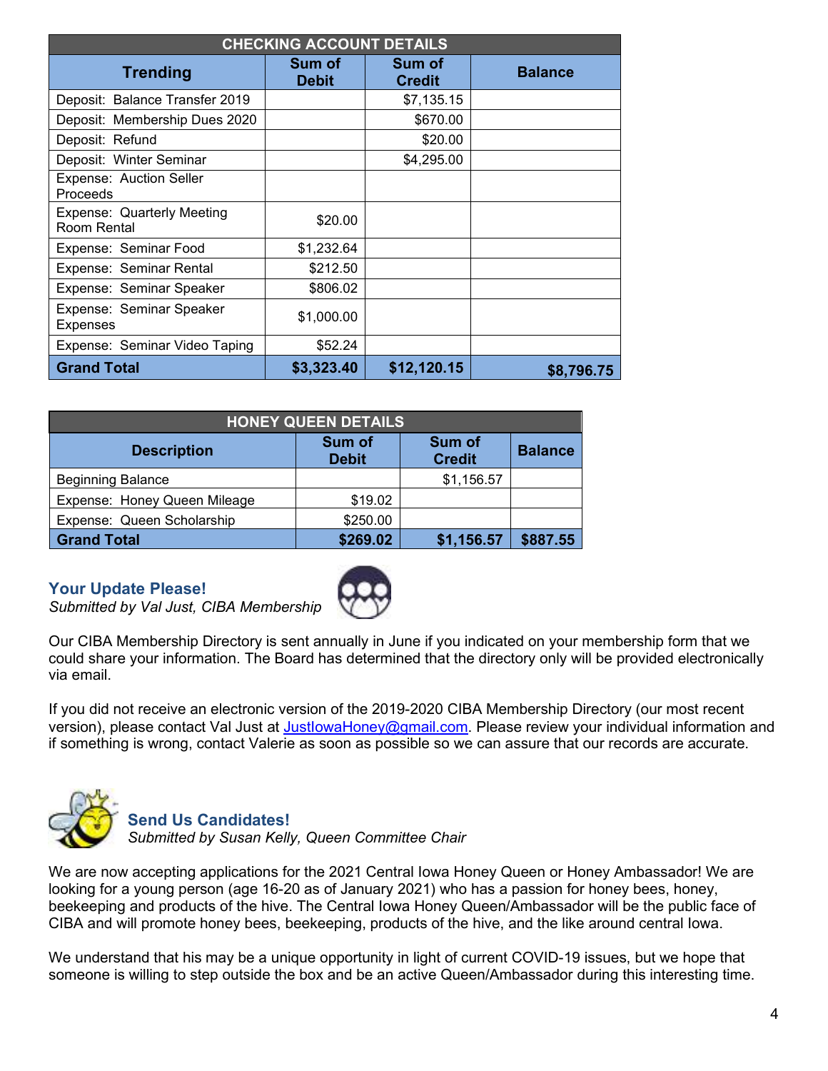| CHECKING ACCOUNT DETAILS | | | |
|---|---|---|---|
| **Trending** | **Sum of Debit** | **Sum of Credit** | **Balance** |
| Deposit: Balance Transfer 2019 | | $7,135.15 | |
| Deposit: Membership Dues 2020 | | $670.00 | |
| Deposit: Refund | | $20.00 | |
| Deposit: Winter Seminar | | $4,295.00 | |
| Expense: Auction Seller Proceeds | | | |
| Expense: Quarterly Meeting Room Rental | $20.00 | | |
| Expense: Seminar Food | $1,232.64 | | |
| Expense: Seminar Rental | $212.50 | | |
| Expense: Seminar Speaker | $806.02 | | |
| Expense: Seminar Speaker Expenses | $1,000.00 | | |
| Expense: Seminar Video Taping | $52.24 | | |
| **Grand Total** | **$3,323.40** | **$12,120.15** | **$8,796.75** |

| HONEY QUEEN DETAILS | | | |
|---|---|---|---|
| **Description** | **Sum of Debit** | **Sum of Credit** | **Balance** |
| Beginning Balance | | $1,156.57 | |
| Expense: Honey Queen Mileage | $19.02 | | |
| Expense: Queen Scholarship | $250.00 | | |
| **Grand Total** | **$269.02** | **$1,156.57** | **$887.55** |

## Your Update Please!

*Submitted by Val Just, CIBA Membership*

Our CIBA Membership Directory is sent annually in June if you indicated on your membership form that we could share your information. The Board has determined that the directory only will be provided electronically via email.

If you did not receive an electronic version of the 2019-2020 CIBA Membership Directory (our most recent version), please contact Val Just at JustIowaHoney@gmail.com. Please review your individual information and if something is wrong, contact Valerie as soon as possible so we can assure that our records are accurate.

## Send Us Candidates!

*Submitted by Susan Kelly, Queen Committee Chair*

We are now accepting applications for the 2021 Central Iowa Honey Queen or Honey Ambassador! We are looking for a young person (age 16-20 as of January 2021) who has a passion for honey bees, honey, beekeeping and products of the hive. The Central Iowa Honey Queen/Ambassador will be the public face of CIBA and will promote honey bees, beekeeping, products of the hive, and the like around central Iowa.

We understand that his may be a unique opportunity in light of current COVID-19 issues, but we hope that someone is willing to step outside the box and be an active Queen/Ambassador during this interesting time.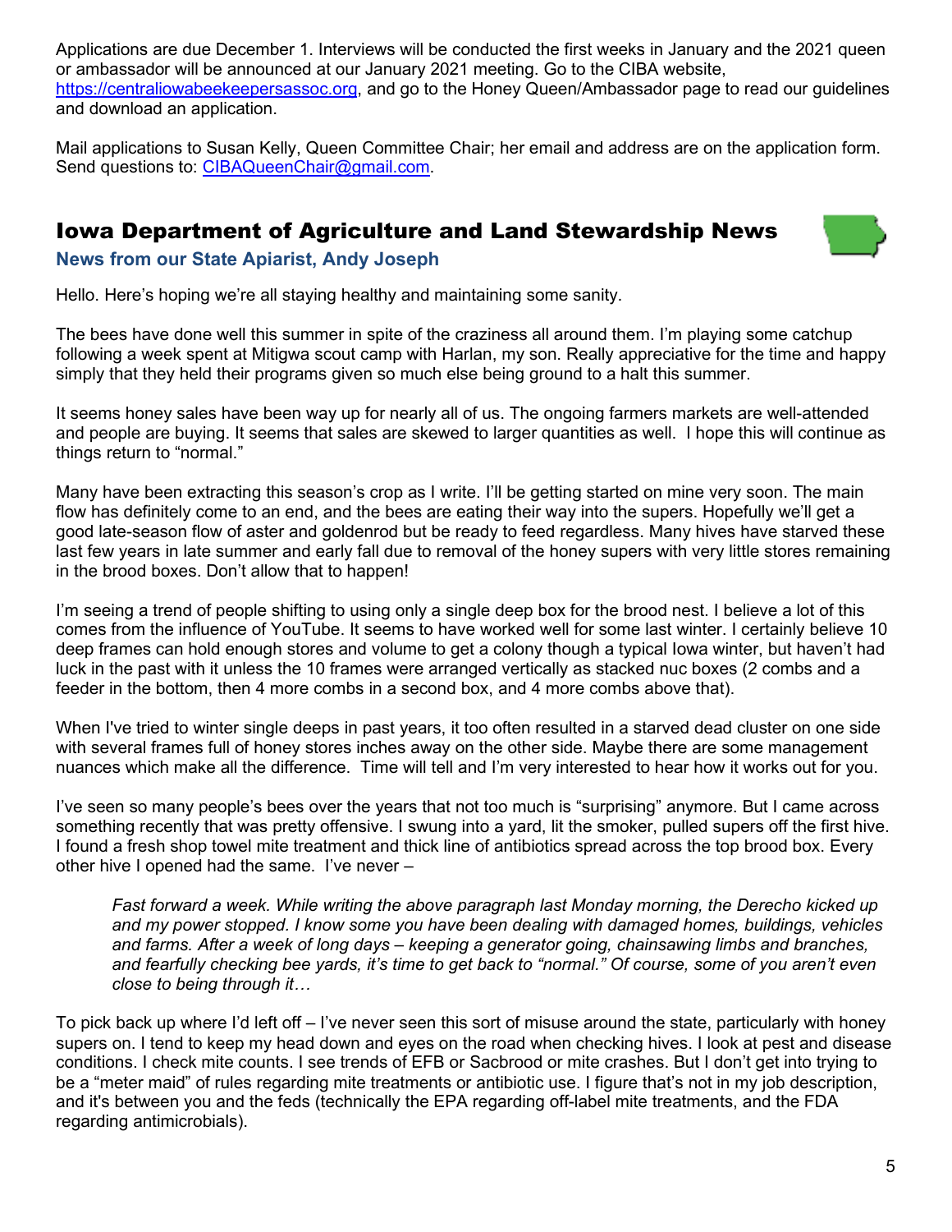Applications are due December 1. Interviews will be conducted the first weeks in January and the 2021 queen or ambassador will be announced at our January 2021 meeting. Go to the CIBA website, https://centraliowabeekeepersassoc.org, and go to the Honey Queen/Ambassador page to read our guidelines and download an application.

Mail applications to Susan Kelly, Queen Committee Chair; her email and address are on the application form. Send questions to: CIBAQueenChair@gmail.com.

## Iowa Department of Agriculture and Land Stewardship News

### News from our State Apiarist, Andy Joseph

Hello. Here's hoping we're all staying healthy and maintaining some sanity.

The bees have done well this summer in spite of the craziness all around them. I'm playing some catchup following a week spent at Mitigwa scout camp with Harlan, my son. Really appreciative for the time and happy simply that they held their programs given so much else being ground to a halt this summer.

It seems honey sales have been way up for nearly all of us. The ongoing farmers markets are well-attended and people are buying. It seems that sales are skewed to larger quantities as well. I hope this will continue as things return to "normal."

Many have been extracting this season's crop as I write. I'll be getting started on mine very soon. The main flow has definitely come to an end, and the bees are eating their way into the supers. Hopefully we'll get a good late-season flow of aster and goldenrod but be ready to feed regardless. Many hives have starved these last few years in late summer and early fall due to removal of the honey supers with very little stores remaining in the brood boxes. Don't allow that to happen!

I'm seeing a trend of people shifting to using only a single deep box for the brood nest. I believe a lot of this comes from the influence of YouTube. It seems to have worked well for some last winter. I certainly believe 10 deep frames can hold enough stores and volume to get a colony though a typical Iowa winter, but haven't had luck in the past with it unless the 10 frames were arranged vertically as stacked nuc boxes (2 combs and a feeder in the bottom, then 4 more combs in a second box, and 4 more combs above that).

When I've tried to winter single deeps in past years, it too often resulted in a starved dead cluster on one side with several frames full of honey stores inches away on the other side. Maybe there are some management nuances which make all the difference. Time will tell and I'm very interested to hear how it works out for you.

I've seen so many people's bees over the years that not too much is "surprising" anymore. But I came across something recently that was pretty offensive. I swung into a yard, lit the smoker, pulled supers off the first hive. I found a fresh shop towel mite treatment and thick line of antibiotics spread across the top brood box. Every other hive I opened had the same. I've never –

> *Fast forward a week. While writing the above paragraph last Monday morning, the Derecho kicked up and my power stopped. I know some you have been dealing with damaged homes, buildings, vehicles and farms. After a week of long days – keeping a generator going, chainsawing limbs and branches, and fearfully checking bee yards, it's time to get back to "normal." Of course, some of you aren't even close to being through it…*

To pick back up where I'd left off – I've never seen this sort of misuse around the state, particularly with honey supers on. I tend to keep my head down and eyes on the road when checking hives. I look at pest and disease conditions. I check mite counts. I see trends of EFB or Sacbrood or mite crashes. But I don't get into trying to be a "meter maid" of rules regarding mite treatments or antibiotic use. I figure that's not in my job description, and it's between you and the feds (technically the EPA regarding off-label mite treatments, and the FDA regarding antimicrobials).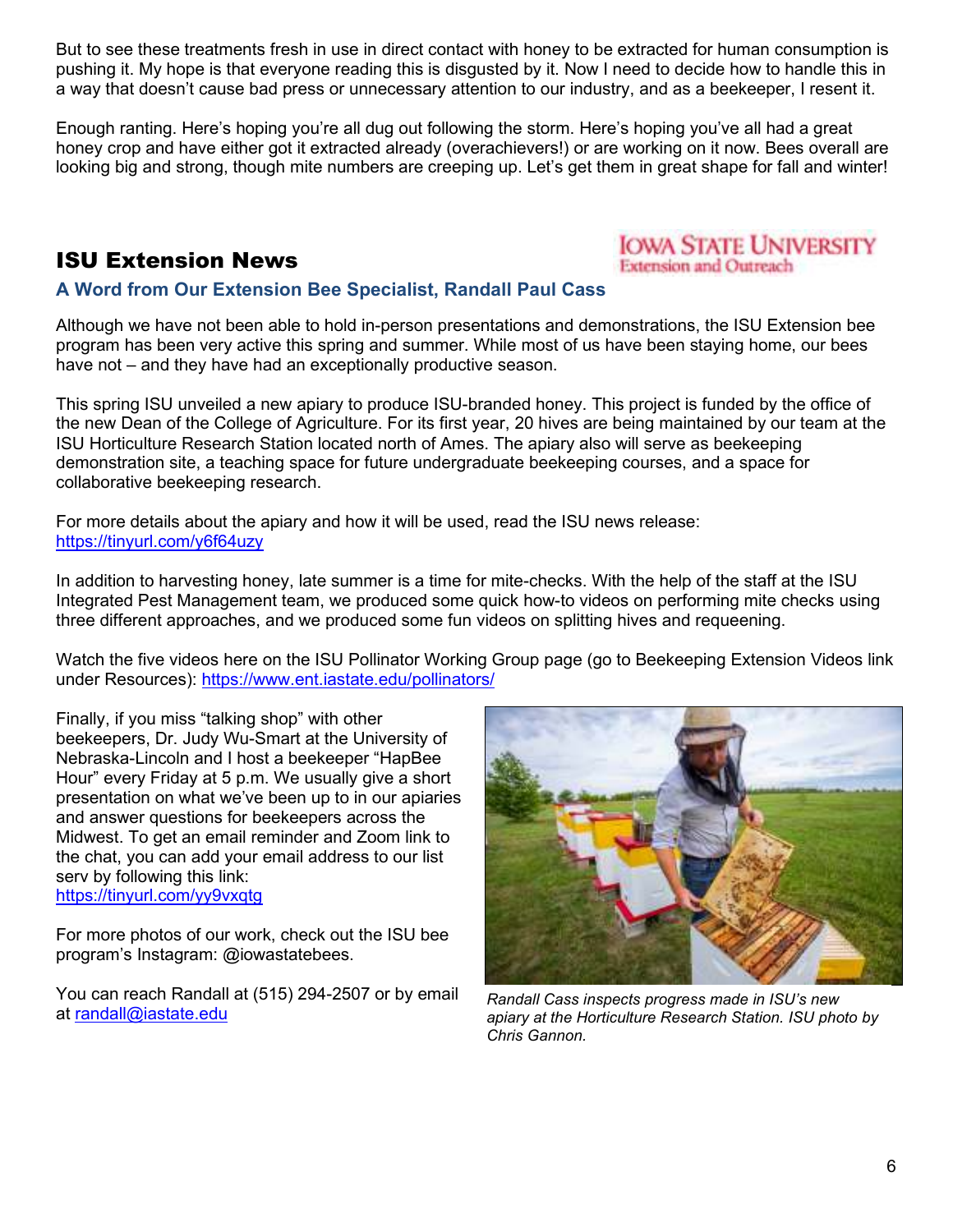But to see these treatments fresh in use in direct contact with honey to be extracted for human consumption is pushing it. My hope is that everyone reading this is disgusted by it. Now I need to decide how to handle this in a way that doesn't cause bad press or unnecessary attention to our industry, and as a beekeeper, I resent it.

Enough ranting. Here's hoping you're all dug out following the storm. Here's hoping you've all had a great honey crop and have either got it extracted already (overachievers!) or are working on it now. Bees overall are looking big and strong, though mite numbers are creeping up. Let's get them in great shape for fall and winter!

## ISU Extension News

IOWA STATE UNIVERSITY
Extension and Outreach

### A Word from Our Extension Bee Specialist, Randall Paul Cass

Although we have not been able to hold in-person presentations and demonstrations, the ISU Extension bee program has been very active this spring and summer. While most of us have been staying home, our bees have not – and they have had an exceptionally productive season.

This spring ISU unveiled a new apiary to produce ISU-branded honey. This project is funded by the office of the new Dean of the College of Agriculture. For its first year, 20 hives are being maintained by our team at the ISU Horticulture Research Station located north of Ames. The apiary also will serve as beekeeping demonstration site, a teaching space for future undergraduate beekeeping courses, and a space for collaborative beekeeping research.

For more details about the apiary and how it will be used, read the ISU news release: https://tinyurl.com/y6f64uzy

In addition to harvesting honey, late summer is a time for mite-checks. With the help of the staff at the ISU Integrated Pest Management team, we produced some quick how-to videos on performing mite checks using three different approaches, and we produced some fun videos on splitting hives and requeening.

Watch the five videos here on the ISU Pollinator Working Group page (go to Beekeeping Extension Videos link under Resources): https://www.ent.iastate.edu/pollinators/

Finally, if you miss "talking shop" with other beekeepers, Dr. Judy Wu-Smart at the University of Nebraska-Lincoln and I host a beekeeper "HapBee Hour" every Friday at 5 p.m. We usually give a short presentation on what we've been up to in our apiaries and answer questions for beekeepers across the Midwest. To get an email reminder and Zoom link to the chat, you can add your email address to our list serv by following this link: https://tinyurl.com/yy9vxqtg

For more photos of our work, check out the ISU bee program's Instagram: @iowastatebees.

You can reach Randall at (515) 294-2507 or by email at randall@iastate.edu

*Randall Cass inspects progress made in ISU's new apiary at the Horticulture Research Station. ISU photo by Chris Gannon.*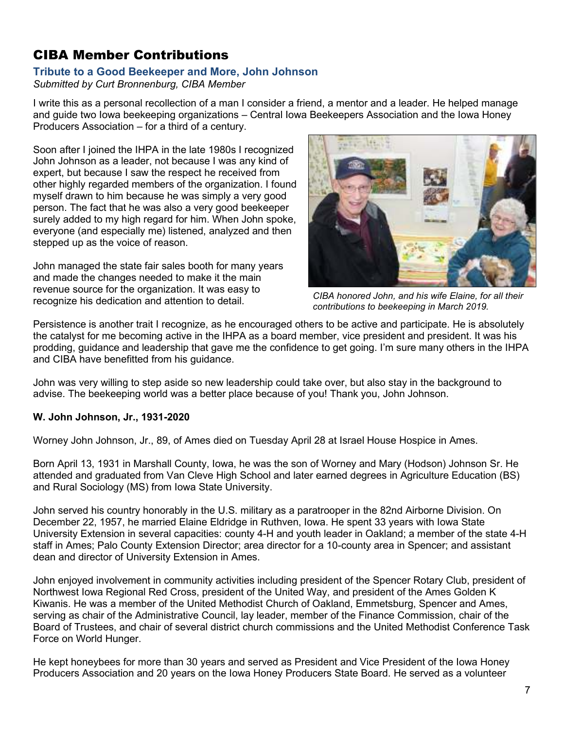# CIBA Member Contributions

### Tribute to a Good Beekeeper and More, John Johnson

*Submitted by Curt Bronnenburg, CIBA Member*

I write this as a personal recollection of a man I consider a friend, a mentor and a leader. He helped manage and guide two Iowa beekeeping organizations – Central Iowa Beekeepers Association and the Iowa Honey Producers Association – for a third of a century.

Soon after I joined the IHPA in the late 1980s I recognized John Johnson as a leader, not because I was any kind of expert, but because I saw the respect he received from other highly regarded members of the organization. I found myself drawn to him because he was simply a very good person. The fact that he was also a very good beekeeper surely added to my high regard for him. When John spoke, everyone (and especially me) listened, analyzed and then stepped up as the voice of reason.

John managed the state fair sales booth for many years and made the changes needed to make it the main revenue source for the organization. It was easy to recognize his dedication and attention to detail.

*CIBA honored John, and his wife Elaine, for all their contributions to beekeeping in March 2019.*

Persistence is another trait I recognize, as he encouraged others to be active and participate. He is absolutely the catalyst for me becoming active in the IHPA as a board member, vice president and president. It was his prodding, guidance and leadership that gave me the confidence to get going. I'm sure many others in the IHPA and CIBA have benefitted from his guidance.

John was very willing to step aside so new leadership could take over, but also stay in the background to advise. The beekeeping world was a better place because of you! Thank you, John Johnson.

**W. John Johnson, Jr., 1931-2020**

Worney John Johnson, Jr., 89, of Ames died on Tuesday April 28 at Israel House Hospice in Ames.

Born April 13, 1931 in Marshall County, Iowa, he was the son of Worney and Mary (Hodson) Johnson Sr. He attended and graduated from Van Cleve High School and later earned degrees in Agriculture Education (BS) and Rural Sociology (MS) from Iowa State University.

John served his country honorably in the U.S. military as a paratrooper in the 82nd Airborne Division. On December 22, 1957, he married Elaine Eldridge in Ruthven, Iowa. He spent 33 years with Iowa State University Extension in several capacities: county 4-H and youth leader in Oakland; a member of the state 4-H staff in Ames; Palo County Extension Director; area director for a 10-county area in Spencer; and assistant dean and director of University Extension in Ames.

John enjoyed involvement in community activities including president of the Spencer Rotary Club, president of Northwest Iowa Regional Red Cross, president of the United Way, and president of the Ames Golden K Kiwanis. He was a member of the United Methodist Church of Oakland, Emmetsburg, Spencer and Ames, serving as chair of the Administrative Council, lay leader, member of the Finance Commission, chair of the Board of Trustees, and chair of several district church commissions and the United Methodist Conference Task Force on World Hunger.

He kept honeybees for more than 30 years and served as President and Vice President of the Iowa Honey Producers Association and 20 years on the Iowa Honey Producers State Board. He served as a volunteer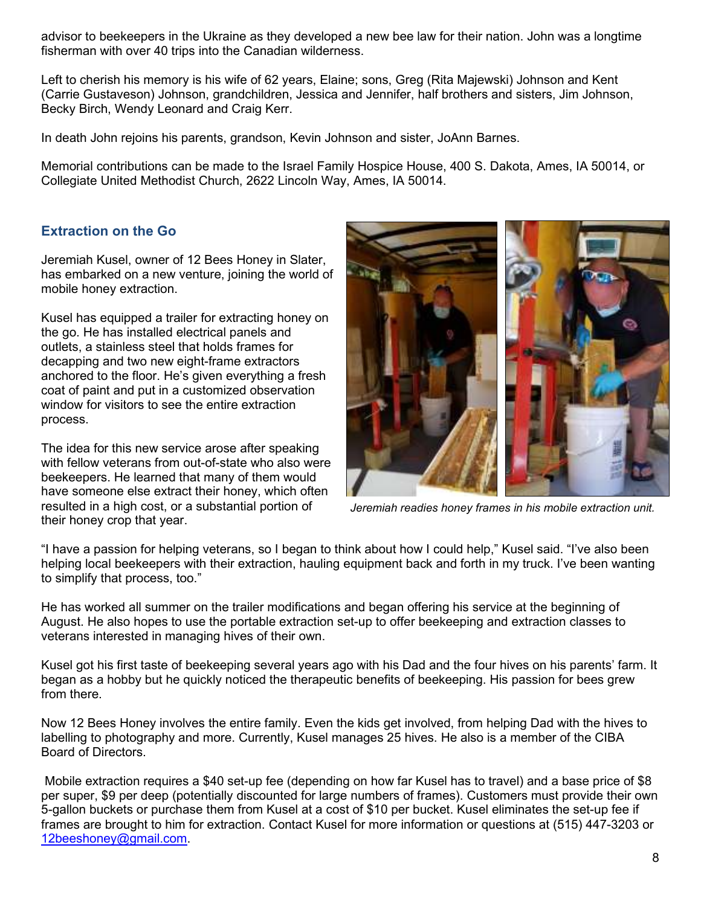advisor to beekeepers in the Ukraine as they developed a new bee law for their nation. John was a longtime fisherman with over 40 trips into the Canadian wilderness.

Left to cherish his memory is his wife of 62 years, Elaine; sons, Greg (Rita Majewski) Johnson and Kent (Carrie Gustaveson) Johnson, grandchildren, Jessica and Jennifer, half brothers and sisters, Jim Johnson, Becky Birch, Wendy Leonard and Craig Kerr.

In death John rejoins his parents, grandson, Kevin Johnson and sister, JoAnn Barnes.

Memorial contributions can be made to the Israel Family Hospice House, 400 S. Dakota, Ames, IA 50014, or Collegiate United Methodist Church, 2622 Lincoln Way, Ames, IA 50014.

## Extraction on the Go

Jeremiah Kusel, owner of 12 Bees Honey in Slater, has embarked on a new venture, joining the world of mobile honey extraction.

Kusel has equipped a trailer for extracting honey on the go. He has installed electrical panels and outlets, a stainless steel that holds frames for decapping and two new eight-frame extractors anchored to the floor. He's given everything a fresh coat of paint and put in a customized observation window for visitors to see the entire extraction process.

The idea for this new service arose after speaking with fellow veterans from out-of-state who also were beekeepers. He learned that many of them would have someone else extract their honey, which often resulted in a high cost, or a substantial portion of their honey crop that year.

*Jeremiah readies honey frames in his mobile extraction unit.*

"I have a passion for helping veterans, so I began to think about how I could help," Kusel said. "I've also been helping local beekeepers with their extraction, hauling equipment back and forth in my truck. I've been wanting to simplify that process, too."

He has worked all summer on the trailer modifications and began offering his service at the beginning of August. He also hopes to use the portable extraction set-up to offer beekeeping and extraction classes to veterans interested in managing hives of their own.

Kusel got his first taste of beekeeping several years ago with his Dad and the four hives on his parents' farm. It began as a hobby but he quickly noticed the therapeutic benefits of beekeeping. His passion for bees grew from there.

Now 12 Bees Honey involves the entire family. Even the kids get involved, from helping Dad with the hives to labelling to photography and more. Currently, Kusel manages 25 hives. He also is a member of the CIBA Board of Directors.

Mobile extraction requires a $40 set-up fee (depending on how far Kusel has to travel) and a base price of $8 per super, $9 per deep (potentially discounted for large numbers of frames). Customers must provide their own 5-gallon buckets or purchase them from Kusel at a cost of $10 per bucket. Kusel eliminates the set-up fee if frames are brought to him for extraction. Contact Kusel for more information or questions at (515) 447-3203 or 12beeshoney@gmail.com.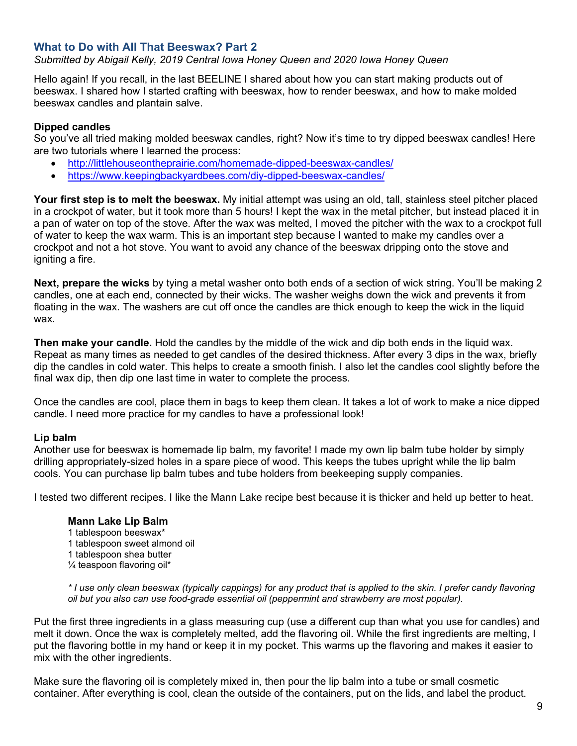## What to Do with All That Beeswax? Part 2

*Submitted by Abigail Kelly, 2019 Central Iowa Honey Queen and 2020 Iowa Honey Queen*

Hello again! If you recall, in the last BEELINE I shared about how you can start making products out of beeswax. I shared how I started crafting with beeswax, how to render beeswax, and how to make molded beeswax candles and plantain salve.

### Dipped candles

So you've all tried making molded beeswax candles, right? Now it's time to try dipped beeswax candles! Here are two tutorials where I learned the process:

- http://littlehouseontheprairie.com/homemade-dipped-beeswax-candles/
- https://www.keepingbackyardbees.com/diy-dipped-beeswax-candles/

**Your first step is to melt the beeswax.** My initial attempt was using an old, tall, stainless steel pitcher placed in a crockpot of water, but it took more than 5 hours! I kept the wax in the metal pitcher, but instead placed it in a pan of water on top of the stove. After the wax was melted, I moved the pitcher with the wax to a crockpot full of water to keep the wax warm. This is an important step because I wanted to make my candles over a crockpot and not a hot stove. You want to avoid any chance of the beeswax dripping onto the stove and igniting a fire.

**Next, prepare the wicks** by tying a metal washer onto both ends of a section of wick string. You'll be making 2 candles, one at each end, connected by their wicks. The washer weighs down the wick and prevents it from floating in the wax. The washers are cut off once the candles are thick enough to keep the wick in the liquid wax.

**Then make your candle.** Hold the candles by the middle of the wick and dip both ends in the liquid wax. Repeat as many times as needed to get candles of the desired thickness. After every 3 dips in the wax, briefly dip the candles in cold water. This helps to create a smooth finish. I also let the candles cool slightly before the final wax dip, then dip one last time in water to complete the process.

Once the candles are cool, place them in bags to keep them clean. It takes a lot of work to make a nice dipped candle. I need more practice for my candles to have a professional look!

### Lip balm

Another use for beeswax is homemade lip balm, my favorite! I made my own lip balm tube holder by simply drilling appropriately-sized holes in a spare piece of wood. This keeps the tubes upright while the lip balm cools. You can purchase lip balm tubes and tube holders from beekeeping supply companies.

I tested two different recipes. I like the Mann Lake recipe best because it is thicker and held up better to heat.

**Mann Lake Lip Balm**
1 tablespoon beeswax*
1 tablespoon sweet almond oil
1 tablespoon shea butter
¼ teaspoon flavoring oil*

*\* I use only clean beeswax (typically cappings) for any product that is applied to the skin. I prefer candy flavoring oil but you also can use food-grade essential oil (peppermint and strawberry are most popular).*

Put the first three ingredients in a glass measuring cup (use a different cup than what you use for candles) and melt it down. Once the wax is completely melted, add the flavoring oil. While the first ingredients are melting, I put the flavoring bottle in my hand or keep it in my pocket. This warms up the flavoring and makes it easier to mix with the other ingredients.

Make sure the flavoring oil is completely mixed in, then pour the lip balm into a tube or small cosmetic container. After everything is cool, clean the outside of the containers, put on the lids, and label the product.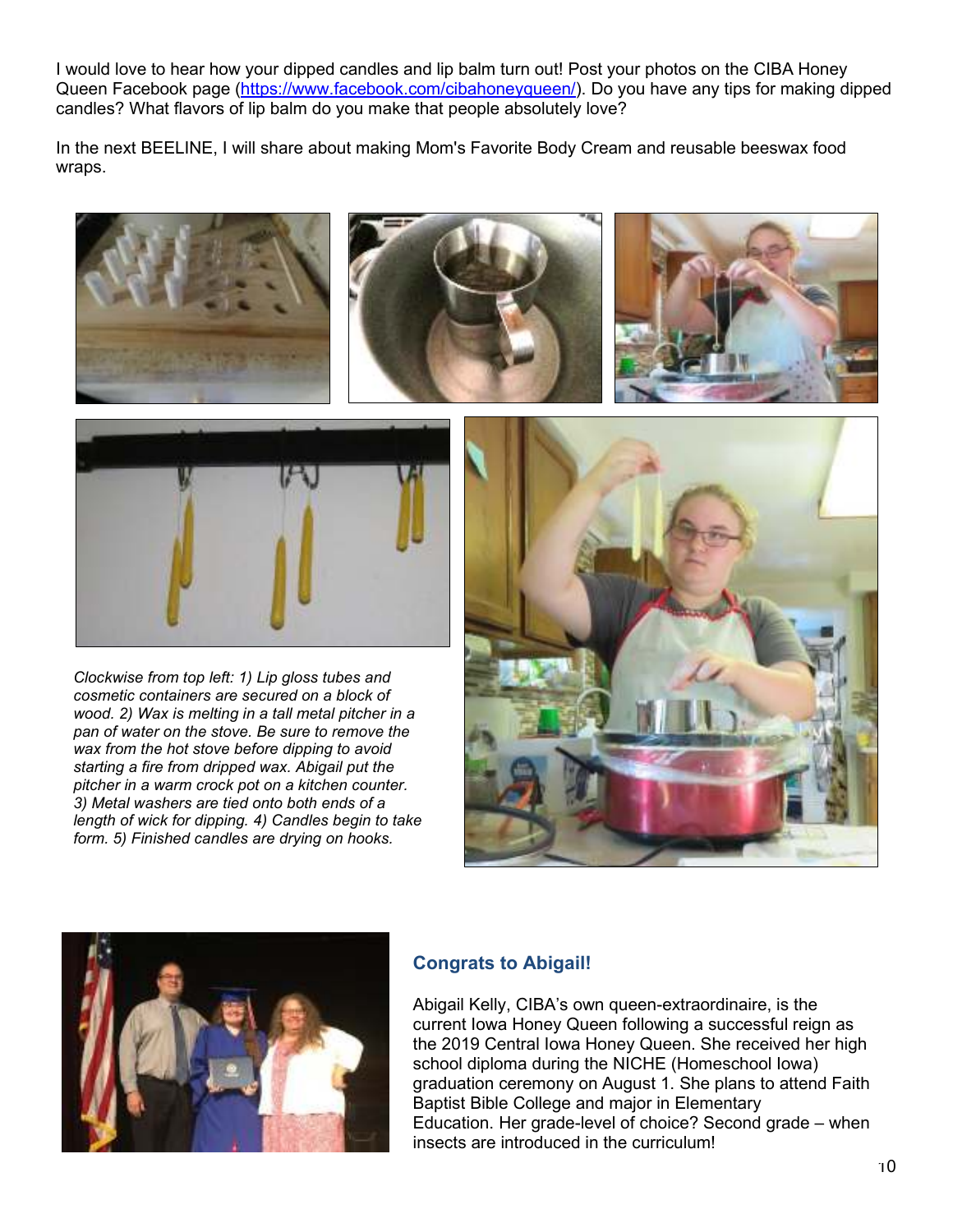I would love to hear how your dipped candles and lip balm turn out! Post your photos on the CIBA Honey Queen Facebook page (https://www.facebook.com/cibahoneyqueen/). Do you have any tips for making dipped candles? What flavors of lip balm do you make that people absolutely love?

In the next BEELINE, I will share about making Mom's Favorite Body Cream and reusable beeswax food wraps.

*Clockwise from top left: 1) Lip gloss tubes and cosmetic containers are secured on a block of wood. 2) Wax is melting in a tall metal pitcher in a pan of water on the stove. Be sure to remove the wax from the hot stove before dipping to avoid starting a fire from dripped wax. Abigail put the pitcher in a warm crock pot on a kitchen counter. 3) Metal washers are tied onto both ends of a length of wick for dipping. 4) Candles begin to take form. 5) Finished candles are drying on hooks.*

## Congrats to Abigail!

Abigail Kelly, CIBA's own queen-extraordinaire, is the current Iowa Honey Queen following a successful reign as the 2019 Central Iowa Honey Queen. She received her high school diploma during the NICHE (Homeschool Iowa) graduation ceremony on August 1. She plans to attend Faith Baptist Bible College and major in Elementary Education. Her grade-level of choice? Second grade – when insects are introduced in the curriculum!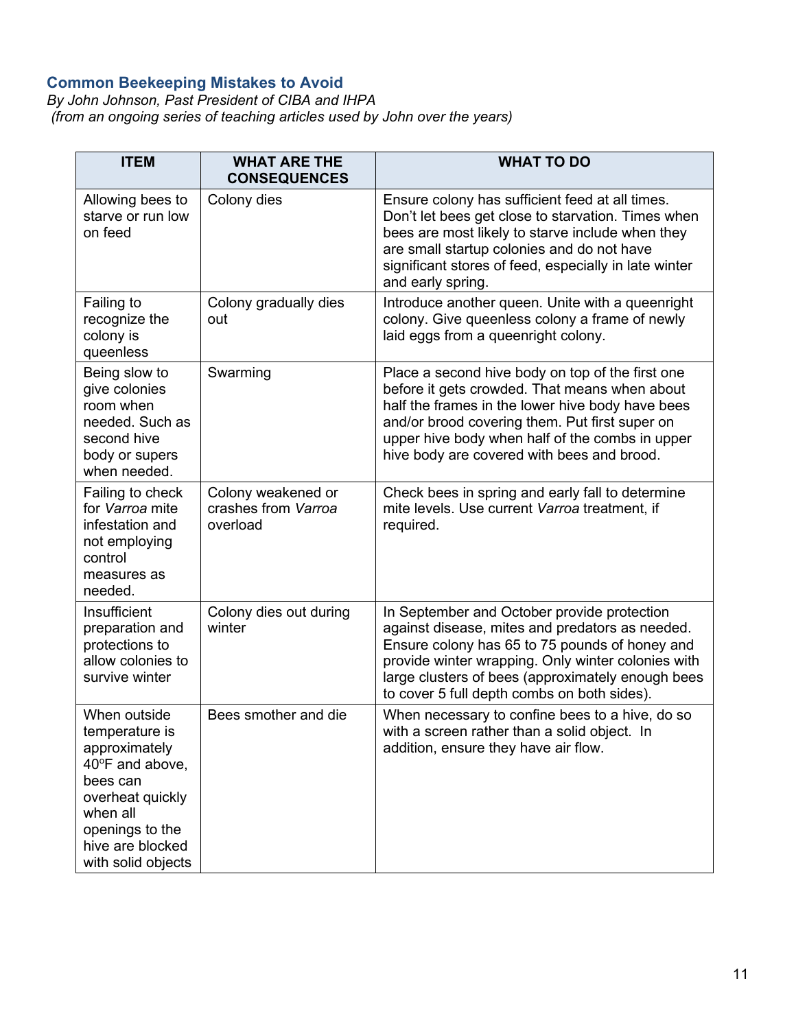## Common Beekeeping Mistakes to Avoid

*By John Johnson, Past President of CIBA and IHPA*
*(from an ongoing series of teaching articles used by John over the years)*

| ITEM | WHAT ARE THE CONSEQUENCES | WHAT TO DO |
|---|---|---|
| Allowing bees to starve or run low on feed | Colony dies | Ensure colony has sufficient feed at all times. Don't let bees get close to starvation. Times when bees are most likely to starve include when they are small startup colonies and do not have significant stores of feed, especially in late winter and early spring. |
| Failing to recognize the colony is queenless | Colony gradually dies out | Introduce another queen. Unite with a queenright colony. Give queenless colony a frame of newly laid eggs from a queenright colony. |
| Being slow to give colonies room when needed. Such as second hive body or supers when needed. | Swarming | Place a second hive body on top of the first one before it gets crowded. That means when about half the frames in the lower hive body have bees and/or brood covering them. Put first super on upper hive body when half of the combs in upper hive body are covered with bees and brood. |
| Failing to check for *Varroa* mite infestation and not employing control measures as needed. | Colony weakened or crashes from *Varroa* overload | Check bees in spring and early fall to determine mite levels. Use current *Varroa* treatment, if required. |
| Insufficient preparation and protections to allow colonies to survive winter | Colony dies out during winter | In September and October provide protection against disease, mites and predators as needed. Ensure colony has 65 to 75 pounds of honey and provide winter wrapping. Only winter colonies with large clusters of bees (approximately enough bees to cover 5 full depth combs on both sides). |
| When outside temperature is approximately 40°F and above, bees can overheat quickly when all openings to the hive are blocked with solid objects | Bees smother and die | When necessary to confine bees to a hive, do so with a screen rather than a solid object. In addition, ensure they have air flow. |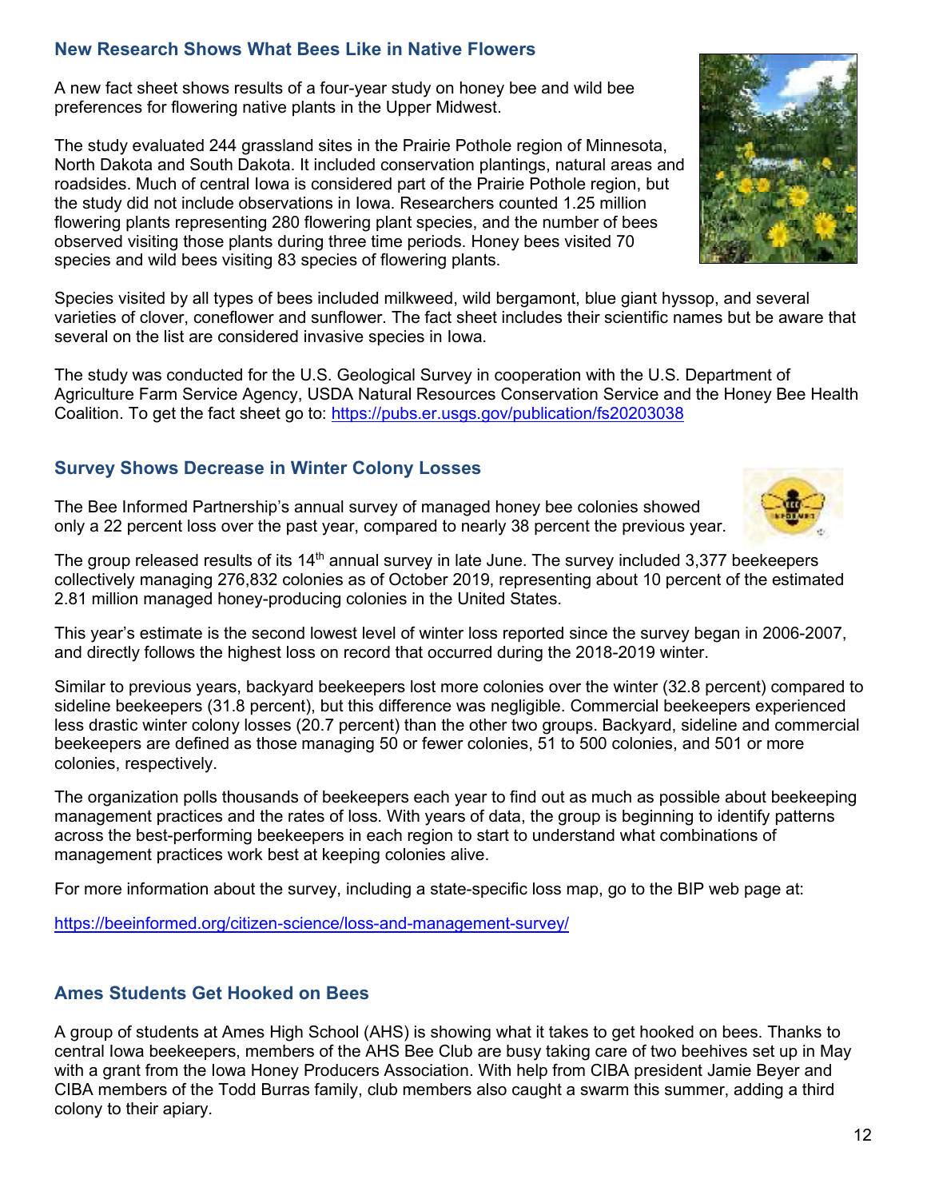## New Research Shows What Bees Like in Native Flowers

A new fact sheet shows results of a four-year study on honey bee and wild bee preferences for flowering native plants in the Upper Midwest.

The study evaluated 244 grassland sites in the Prairie Pothole region of Minnesota, North Dakota and South Dakota. It included conservation plantings, natural areas and roadsides. Much of central Iowa is considered part of the Prairie Pothole region, but the study did not include observations in Iowa. Researchers counted 1.25 million flowering plants representing 280 flowering plant species, and the number of bees observed visiting those plants during three time periods. Honey bees visited 70 species and wild bees visiting 83 species of flowering plants.

Species visited by all types of bees included milkweed, wild bergamont, blue giant hyssop, and several varieties of clover, coneflower and sunflower. The fact sheet includes their scientific names but be aware that several on the list are considered invasive species in Iowa.

The study was conducted for the U.S. Geological Survey in cooperation with the U.S. Department of Agriculture Farm Service Agency, USDA Natural Resources Conservation Service and the Honey Bee Health Coalition. To get the fact sheet go to: https://pubs.er.usgs.gov/publication/fs20203038

## Survey Shows Decrease in Winter Colony Losses

The Bee Informed Partnership's annual survey of managed honey bee colonies showed only a 22 percent loss over the past year, compared to nearly 38 percent the previous year.

The group released results of its 14th annual survey in late June. The survey included 3,377 beekeepers collectively managing 276,832 colonies as of October 2019, representing about 10 percent of the estimated 2.81 million managed honey-producing colonies in the United States.

This year's estimate is the second lowest level of winter loss reported since the survey began in 2006-2007, and directly follows the highest loss on record that occurred during the 2018-2019 winter.

Similar to previous years, backyard beekeepers lost more colonies over the winter (32.8 percent) compared to sideline beekeepers (31.8 percent), but this difference was negligible. Commercial beekeepers experienced less drastic winter colony losses (20.7 percent) than the other two groups. Backyard, sideline and commercial beekeepers are defined as those managing 50 or fewer colonies, 51 to 500 colonies, and 501 or more colonies, respectively.

The organization polls thousands of beekeepers each year to find out as much as possible about beekeeping management practices and the rates of loss. With years of data, the group is beginning to identify patterns across the best-performing beekeepers in each region to start to understand what combinations of management practices work best at keeping colonies alive.

For more information about the survey, including a state-specific loss map, go to the BIP web page at:

https://beeinformed.org/citizen-science/loss-and-management-survey/

## Ames Students Get Hooked on Bees

A group of students at Ames High School (AHS) is showing what it takes to get hooked on bees. Thanks to central Iowa beekeepers, members of the AHS Bee Club are busy taking care of two beehives set up in May with a grant from the Iowa Honey Producers Association. With help from CIBA president Jamie Beyer and CIBA members of the Todd Burras family, club members also caught a swarm this summer, adding a third colony to their apiary.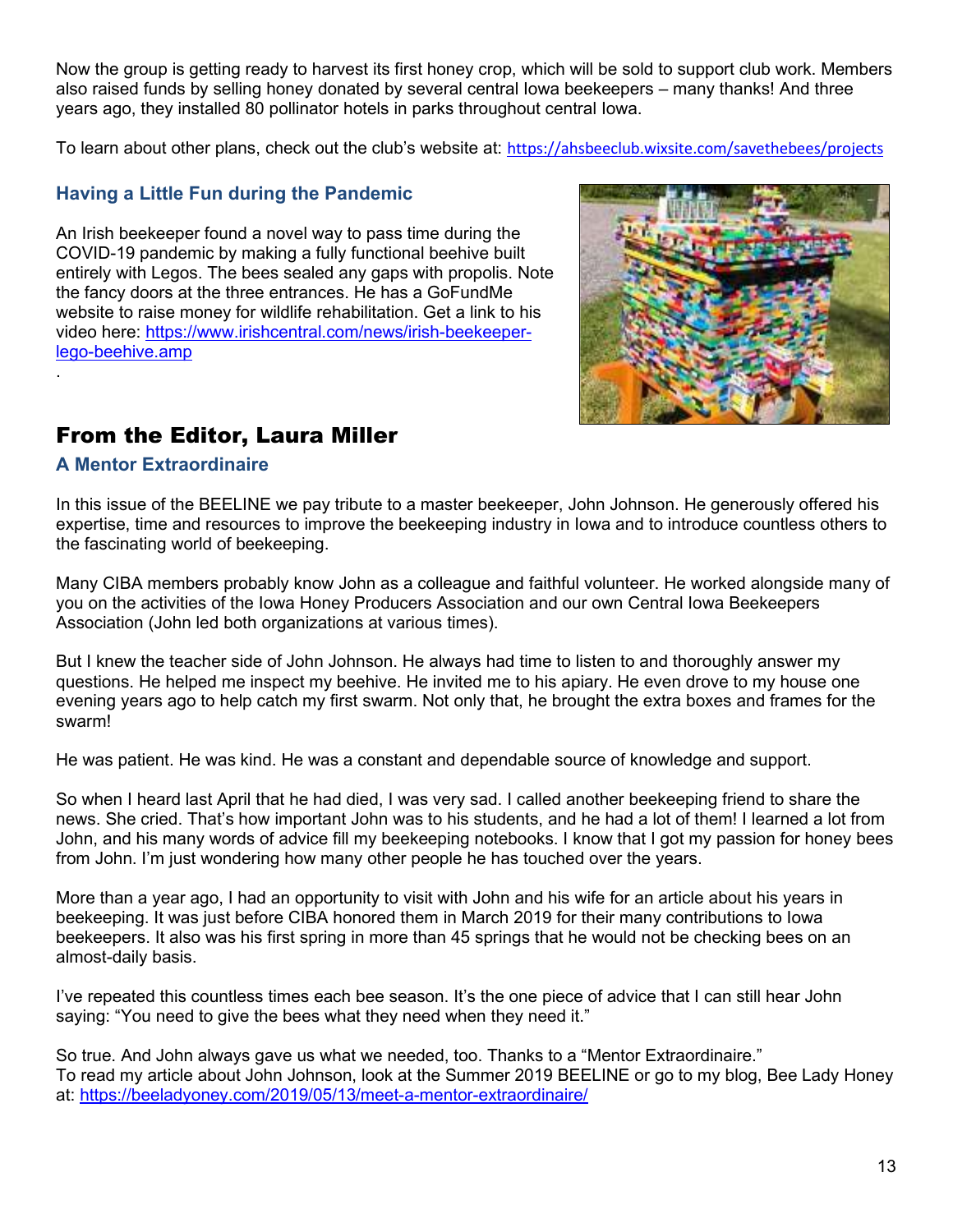Now the group is getting ready to harvest its first honey crop, which will be sold to support club work. Members also raised funds by selling honey donated by several central Iowa beekeepers – many thanks! And three years ago, they installed 80 pollinator hotels in parks throughout central Iowa.

To learn about other plans, check out the club's website at: https://ahsbeeclub.wixsite.com/savethebees/projects

### Having a Little Fun during the Pandemic

An Irish beekeeper found a novel way to pass time during the COVID-19 pandemic by making a fully functional beehive built entirely with Legos. The bees sealed any gaps with propolis. Note the fancy doors at the three entrances. He has a GoFundMe website to raise money for wildlife rehabilitation. Get a link to his video here: https://www.irishcentral.com/news/irish-beekeeper-lego-beehive.amp

.

## From the Editor, Laura Miller

### A Mentor Extraordinaire

In this issue of the BEELINE we pay tribute to a master beekeeper, John Johnson. He generously offered his expertise, time and resources to improve the beekeeping industry in Iowa and to introduce countless others to the fascinating world of beekeeping.

Many CIBA members probably know John as a colleague and faithful volunteer. He worked alongside many of you on the activities of the Iowa Honey Producers Association and our own Central Iowa Beekeepers Association (John led both organizations at various times).

But I knew the teacher side of John Johnson. He always had time to listen to and thoroughly answer my questions. He helped me inspect my beehive. He invited me to his apiary. He even drove to my house one evening years ago to help catch my first swarm. Not only that, he brought the extra boxes and frames for the swarm!

He was patient. He was kind. He was a constant and dependable source of knowledge and support.

So when I heard last April that he had died, I was very sad. I called another beekeeping friend to share the news. She cried. That's how important John was to his students, and he had a lot of them! I learned a lot from John, and his many words of advice fill my beekeeping notebooks. I know that I got my passion for honey bees from John. I'm just wondering how many other people he has touched over the years.

More than a year ago, I had an opportunity to visit with John and his wife for an article about his years in beekeeping. It was just before CIBA honored them in March 2019 for their many contributions to Iowa beekeepers. It also was his first spring in more than 45 springs that he would not be checking bees on an almost-daily basis.

I've repeated this countless times each bee season. It's the one piece of advice that I can still hear John saying: "You need to give the bees what they need when they need it."

So true. And John always gave us what we needed, too. Thanks to a "Mentor Extraordinaire."
To read my article about John Johnson, look at the Summer 2019 BEELINE or go to my blog, Bee Lady Honey at: https://beeladyoney.com/2019/05/13/meet-a-mentor-extraordinaire/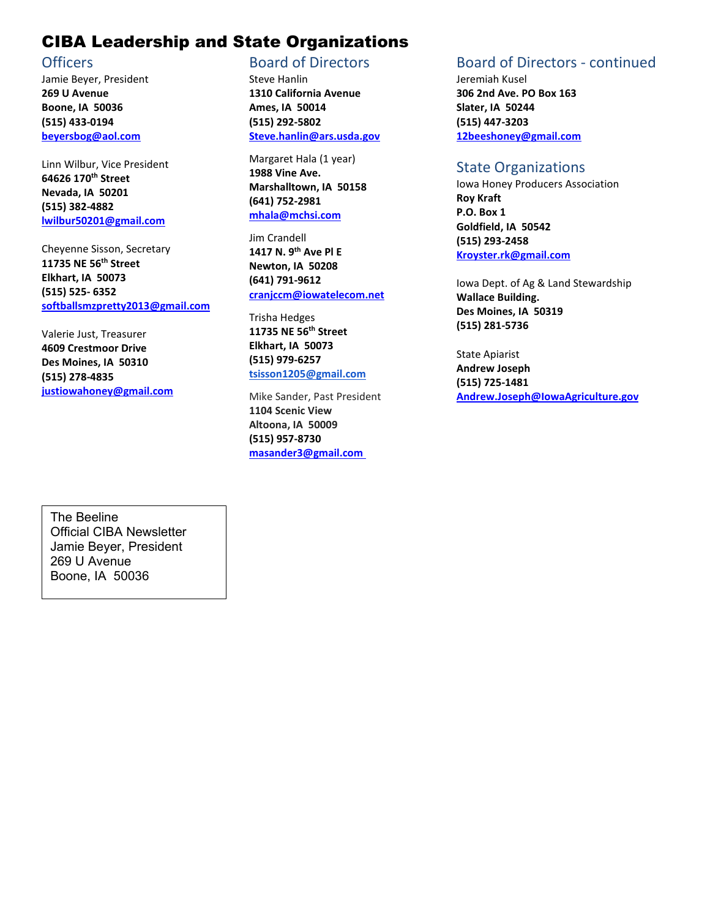# CIBA Leadership and State Organizations

## Officers

Jamie Beyer, President
**269 U Avenue**
**Boone, IA 50036**
**(515) 433-0194**
**beyersbog@aol.com**

Linn Wilbur, Vice President
**64626 170th Street**
**Nevada, IA 50201**
**(515) 382-4882**
**lwilbur50201@gmail.com**

Cheyenne Sisson, Secretary
**11735 NE 56th Street**
**Elkhart, IA 50073**
**(515) 525- 6352**
**softballsmzpretty2013@gmail.com**

Valerie Just, Treasurer
**4609 Crestmoor Drive**
**Des Moines, IA 50310**
**(515) 278-4835**
**justiowahoney@gmail.com**

## Board of Directors

Steve Hanlin
**1310 California Avenue**
**Ames, IA 50014**
**(515) 292-5802**
**Steve.hanlin@ars.usda.gov**

Margaret Hala (1 year)
**1988 Vine Ave.**
**Marshalltown, IA 50158**
**(641) 752-2981**
**mhala@mchsi.com**

Jim Crandell
**1417 N. 9th Ave Pl E**
**Newton, IA 50208**
**(641) 791-9612**
**cranjccm@iowatelecom.net**

Trisha Hedges
**11735 NE 56th Street**
**Elkhart, IA 50073**
**(515) 979-6257**
**tsisson1205@gmail.com**

Mike Sander, Past President
**1104 Scenic View**
**Altoona, IA 50009**
**(515) 957-8730**
**masander3@gmail.com**

## Board of Directors - continued

Jeremiah Kusel
**306 2nd Ave. PO Box 163**
**Slater, IA 50244**
**(515) 447-3203**
**12beeshoney@gmail.com**

## State Organizations

Iowa Honey Producers Association
**Roy Kraft**
**P.O. Box 1**
**Goldfield, IA 50542**
**(515) 293-2458**
**Kroyster.rk@gmail.com**

Iowa Dept. of Ag & Land Stewardship
**Wallace Building.**
**Des Moines, IA 50319**
**(515) 281-5736**

State Apiarist
**Andrew Joseph**
**(515) 725-1481**
**Andrew.Joseph@IowaAgriculture.gov**

The Beeline
Official CIBA Newsletter
Jamie Beyer, President
269 U Avenue
Boone, IA 50036